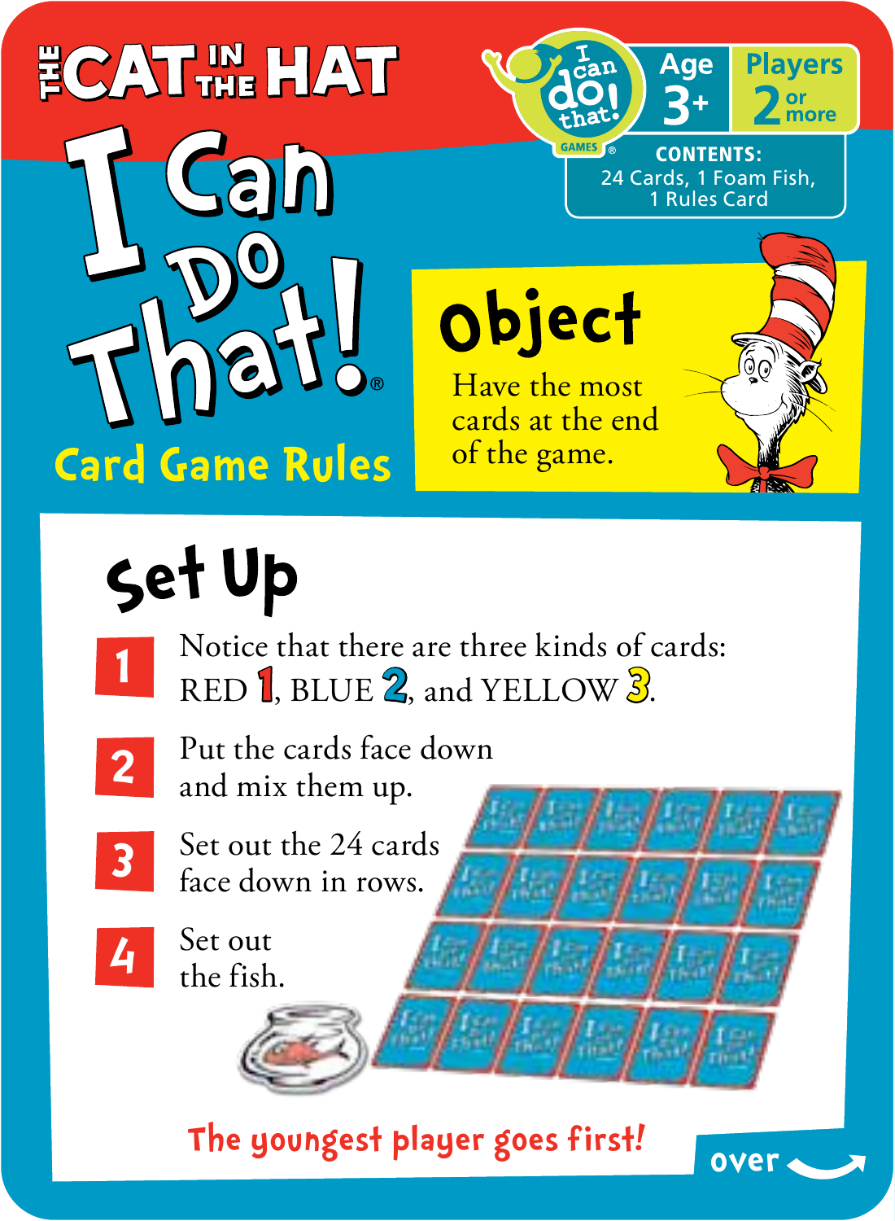# THE CAT IN THE HAT

# I Can Do That!®

## Card Game Rules

I can do that! GAMES®

**Age** 3+

**Players** 2 or more

**CONTENTS:** 24 Cards, 1 Foam Fish, 1 Rules Card

## Object

Have the most cards at the end of the game.

## Set Up

1. Notice that there are three kinds of cards: RED 1, BLUE 2, and YELLOW 3.
2. Put the cards face down and mix them up.
3. Set out the 24 cards face down in rows.
4. Set out the fish.

**The youngest player goes first!**

over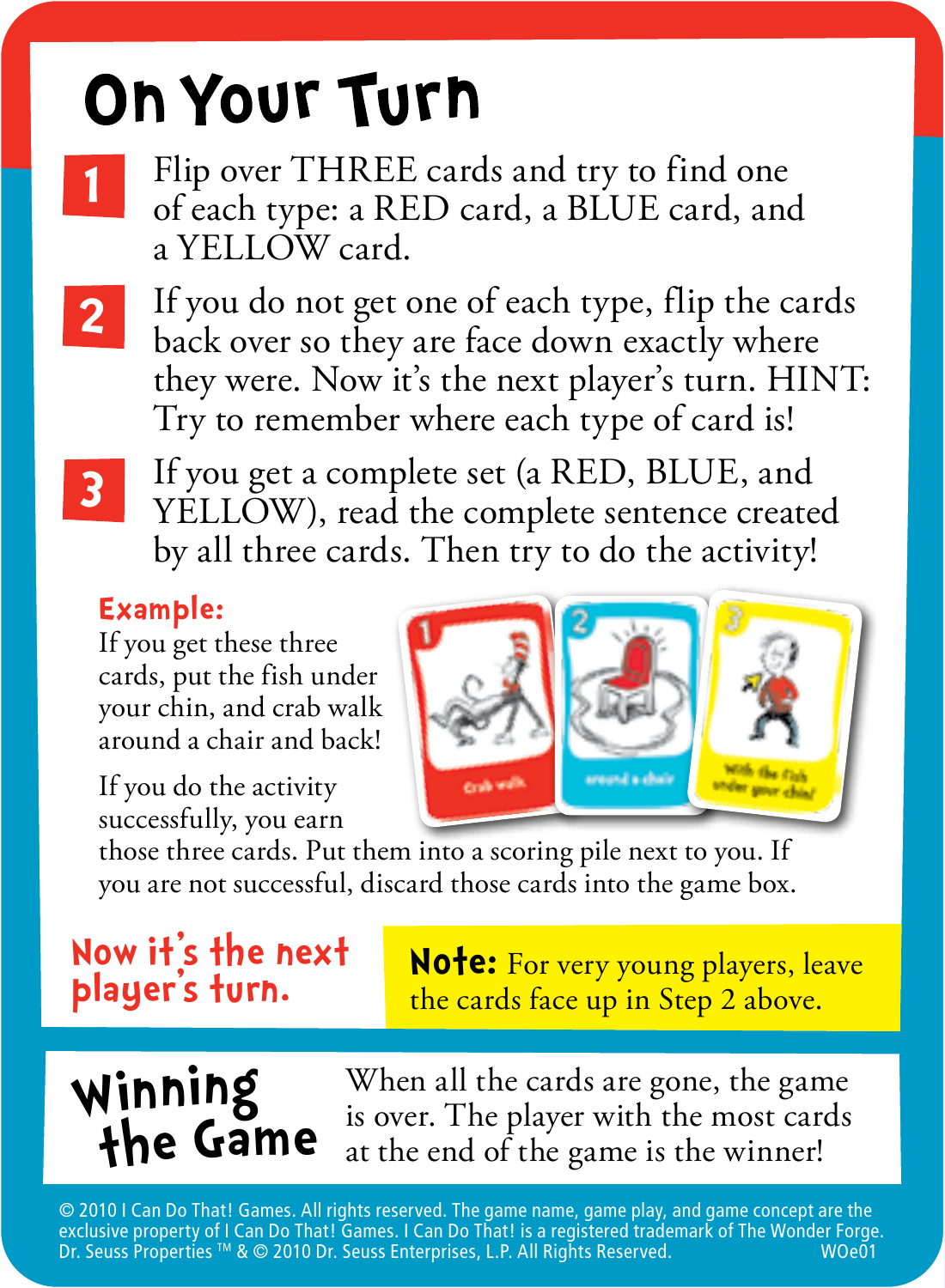# On Your Turn

1. Flip over THREE cards and try to find one of each type: a RED card, a BLUE card, and a YELLOW card.

2. If you do not get one of each type, flip the cards back over so they are face down exactly where they were. Now it's the next player's turn. HINT: Try to remember where each type of card is!

3. If you get a complete set (a RED, BLUE, and YELLOW), read the complete sentence created by all three cards. Then try to do the activity!

**Example:**
If you get these three cards, put the fish under your chin, and crab walk around a chair and back!

1 Crab walk

2 around a chair

3 with the fish under your chin!

If you do the activity successfully, you earn those three cards. Put them into a scoring pile next to you. If you are not successful, discard those cards into the game box.

**Now it's the next player's turn.**

**Note:** For very young players, leave the cards face up in Step 2 above.

## Winning the Game

When all the cards are gone, the game is over. The player with the most cards at the end of the game is the winner!

© 2010 I Can Do That! Games. All rights reserved. The game name, game play, and game concept are the exclusive property of I Can Do That! Games. I Can Do That! is a registered trademark of The Wonder Forge. Dr. Seuss Properties ™ & © 2010 Dr. Seuss Enterprises, L.P. All Rights Reserved. WOe01